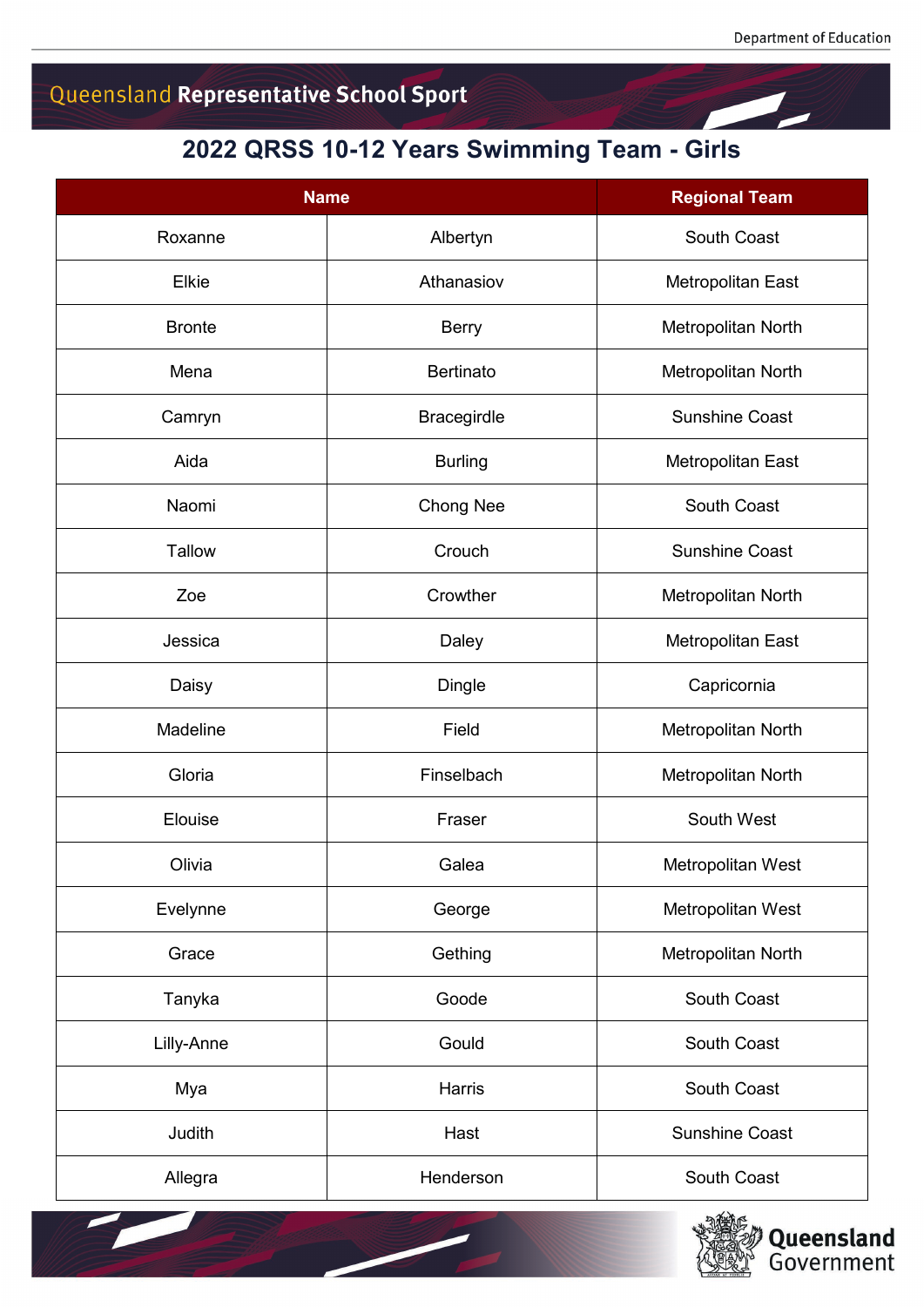Department of Education

Queensland Representative School Sport

# 2022 QRSS 10-12 Years Swimming Team - Girls

| Name | | Regional Team |
|---|---|---|
| Roxanne | Albertyn | South Coast |
| Elkie | Athanasiov | Metropolitan East |
| Bronte | Berry | Metropolitan North |
| Mena | Bertinato | Metropolitan North |
| Camryn | Bracegirdle | Sunshine Coast |
| Aida | Burling | Metropolitan East |
| Naomi | Chong Nee | South Coast |
| Tallow | Crouch | Sunshine Coast |
| Zoe | Crowther | Metropolitan North |
| Jessica | Daley | Metropolitan East |
| Daisy | Dingle | Capricornia |
| Madeline | Field | Metropolitan North |
| Gloria | Finselbach | Metropolitan North |
| Elouise | Fraser | South West |
| Olivia | Galea | Metropolitan West |
| Evelynne | George | Metropolitan West |
| Grace | Gething | Metropolitan North |
| Tanyka | Goode | South Coast |
| Lilly-Anne | Gould | South Coast |
| Mya | Harris | South Coast |
| Judith | Hast | Sunshine Coast |
| Allegra | Henderson | South Coast |

Queensland Government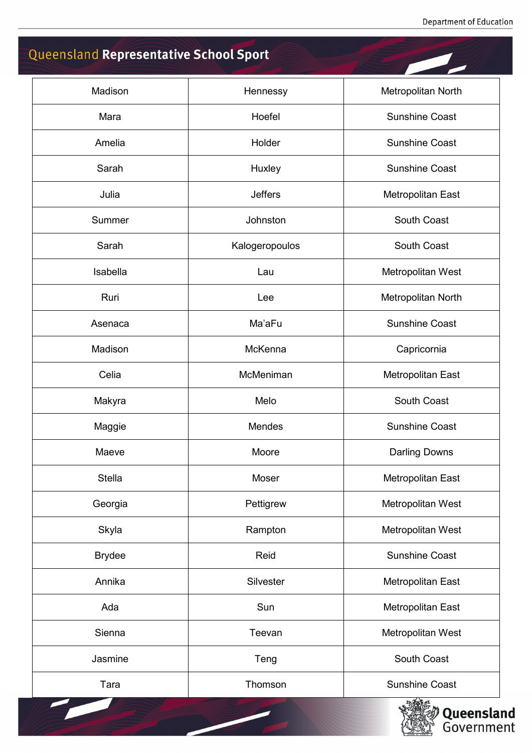| | | |
|---|---|---|
| Madison | Hennessy | Metropolitan North |
| Mara | Hoefel | Sunshine Coast |
| Amelia | Holder | Sunshine Coast |
| Sarah | Huxley | Sunshine Coast |
| Julia | Jeffers | Metropolitan East |
| Summer | Johnston | South Coast |
| Sarah | Kalogeropoulos | South Coast |
| Isabella | Lau | Metropolitan West |
| Ruri | Lee | Metropolitan North |
| Asenaca | Ma'aFu | Sunshine Coast |
| Madison | McKenna | Capricornia |
| Celia | McMeniman | Metropolitan East |
| Makyra | Melo | South Coast |
| Maggie | Mendes | Sunshine Coast |
| Maeve | Moore | Darling Downs |
| Stella | Moser | Metropolitan East |
| Georgia | Pettigrew | Metropolitan West |
| Skyla | Rampton | Metropolitan West |
| Brydee | Reid | Sunshine Coast |
| Annika | Silvester | Metropolitan East |
| Ada | Sun | Metropolitan East |
| Sienna | Teevan | Metropolitan West |
| Jasmine | Teng | South Coast |
| Tara | Thomson | Sunshine Coast |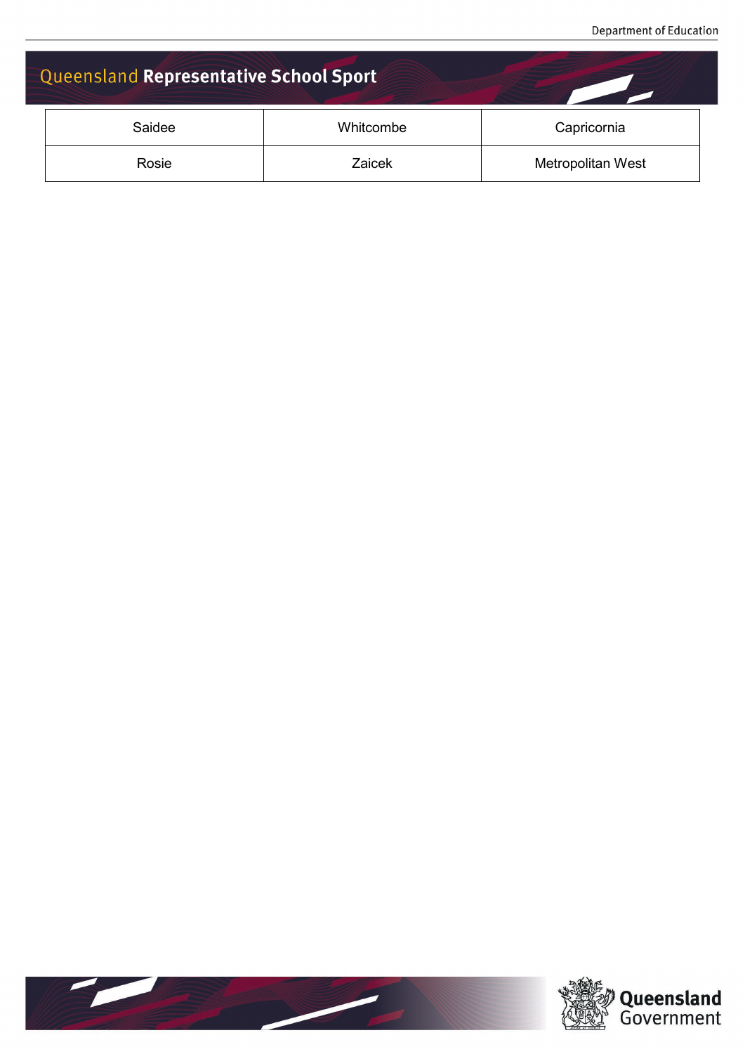| | | |
|---|---|---|
| Saidee | Whitcombe | Capricornia |
| Rosie | Zaicek | Metropolitan West |